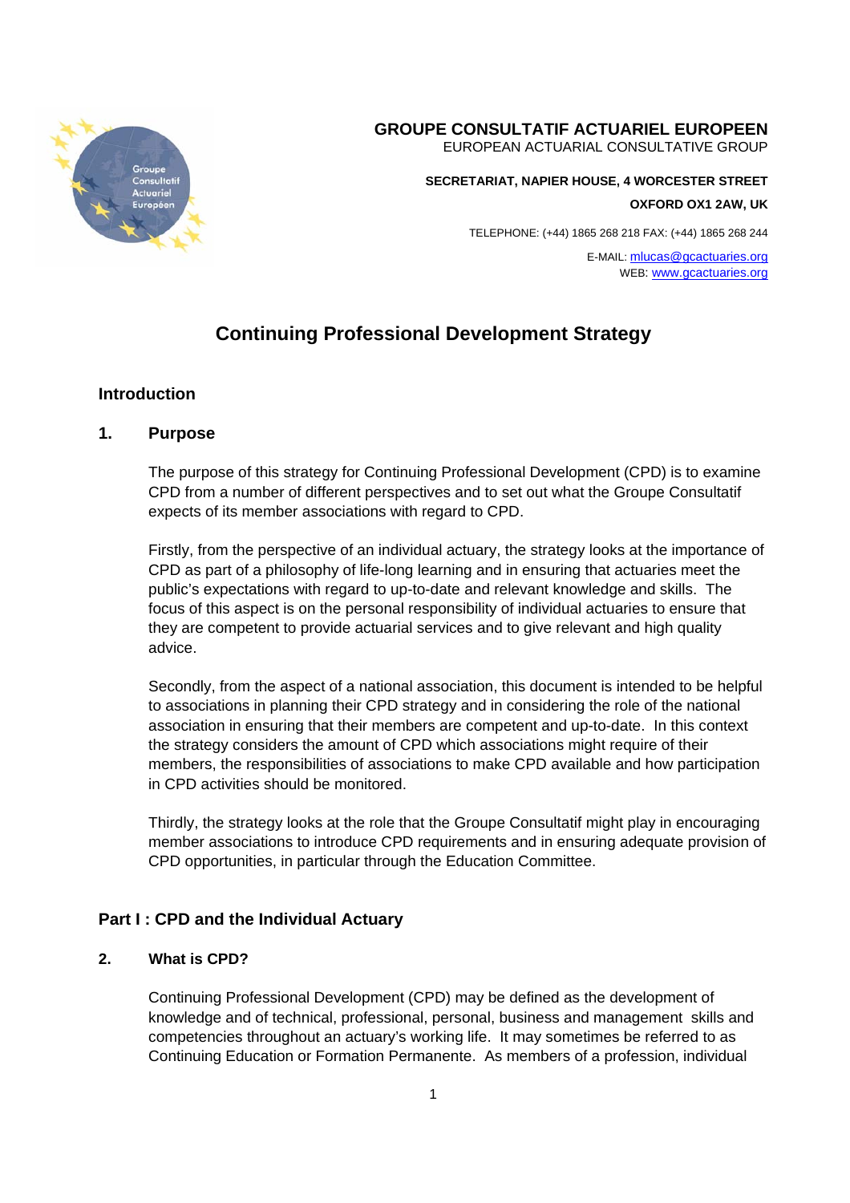**GROUPE CONSULTATIF ACTUARIEL EUROPEEN**
EUROPEAN ACTUARIAL CONSULTATIVE GROUP

**SECRETARIAT, NAPIER HOUSE, 4 WORCESTER STREET**
**OXFORD OX1 2AW, UK**

TELEPHONE: (+44) 1865 268 218 FAX: (+44) 1865 268 244

E-MAIL: mlucas@gcactuaries.org
WEB: www.gcactuaries.org

# Continuing Professional Development Strategy

## Introduction

### 1. Purpose

The purpose of this strategy for Continuing Professional Development (CPD) is to examine CPD from a number of different perspectives and to set out what the Groupe Consultatif expects of its member associations with regard to CPD.

Firstly, from the perspective of an individual actuary, the strategy looks at the importance of CPD as part of a philosophy of life-long learning and in ensuring that actuaries meet the public's expectations with regard to up-to-date and relevant knowledge and skills. The focus of this aspect is on the personal responsibility of individual actuaries to ensure that they are competent to provide actuarial services and to give relevant and high quality advice.

Secondly, from the aspect of a national association, this document is intended to be helpful to associations in planning their CPD strategy and in considering the role of the national association in ensuring that their members are competent and up-to-date. In this context the strategy considers the amount of CPD which associations might require of their members, the responsibilities of associations to make CPD available and how participation in CPD activities should be monitored.

Thirdly, the strategy looks at the role that the Groupe Consultatif might play in encouraging member associations to introduce CPD requirements and in ensuring adequate provision of CPD opportunities, in particular through the Education Committee.

## Part I : CPD and the Individual Actuary

### 2. What is CPD?

Continuing Professional Development (CPD) may be defined as the development of knowledge and of technical, professional, personal, business and management skills and competencies throughout an actuary's working life. It may sometimes be referred to as Continuing Education or Formation Permanente. As members of a profession, individual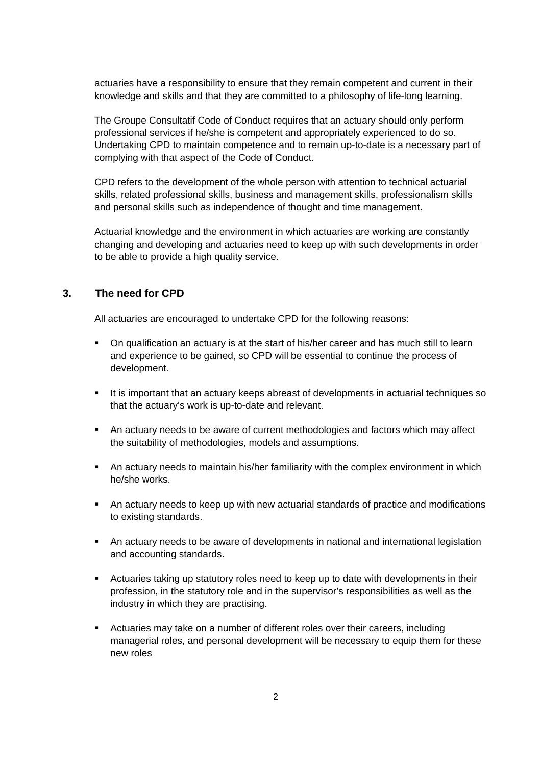actuaries have a responsibility to ensure that they remain competent and current in their knowledge and skills and that they are committed to a philosophy of life-long learning.

The Groupe Consultatif Code of Conduct requires that an actuary should only perform professional services if he/she is competent and appropriately experienced to do so. Undertaking CPD to maintain competence and to remain up-to-date is a necessary part of complying with that aspect of the Code of Conduct.

CPD refers to the development of the whole person with attention to technical actuarial skills, related professional skills, business and management skills, professionalism skills and personal skills such as independence of thought and time management.

Actuarial knowledge and the environment in which actuaries are working are constantly changing and developing and actuaries need to keep up with such developments in order to be able to provide a high quality service.

## 3. The need for CPD

All actuaries are encouraged to undertake CPD for the following reasons:

- On qualification an actuary is at the start of his/her career and has much still to learn and experience to be gained, so CPD will be essential to continue the process of development.
- It is important that an actuary keeps abreast of developments in actuarial techniques so that the actuary's work is up-to-date and relevant.
- An actuary needs to be aware of current methodologies and factors which may affect the suitability of methodologies, models and assumptions.
- An actuary needs to maintain his/her familiarity with the complex environment in which he/she works.
- An actuary needs to keep up with new actuarial standards of practice and modifications to existing standards.
- An actuary needs to be aware of developments in national and international legislation and accounting standards.
- Actuaries taking up statutory roles need to keep up to date with developments in their profession, in the statutory role and in the supervisor's responsibilities as well as the industry in which they are practising.
- Actuaries may take on a number of different roles over their careers, including managerial roles, and personal development will be necessary to equip them for these new roles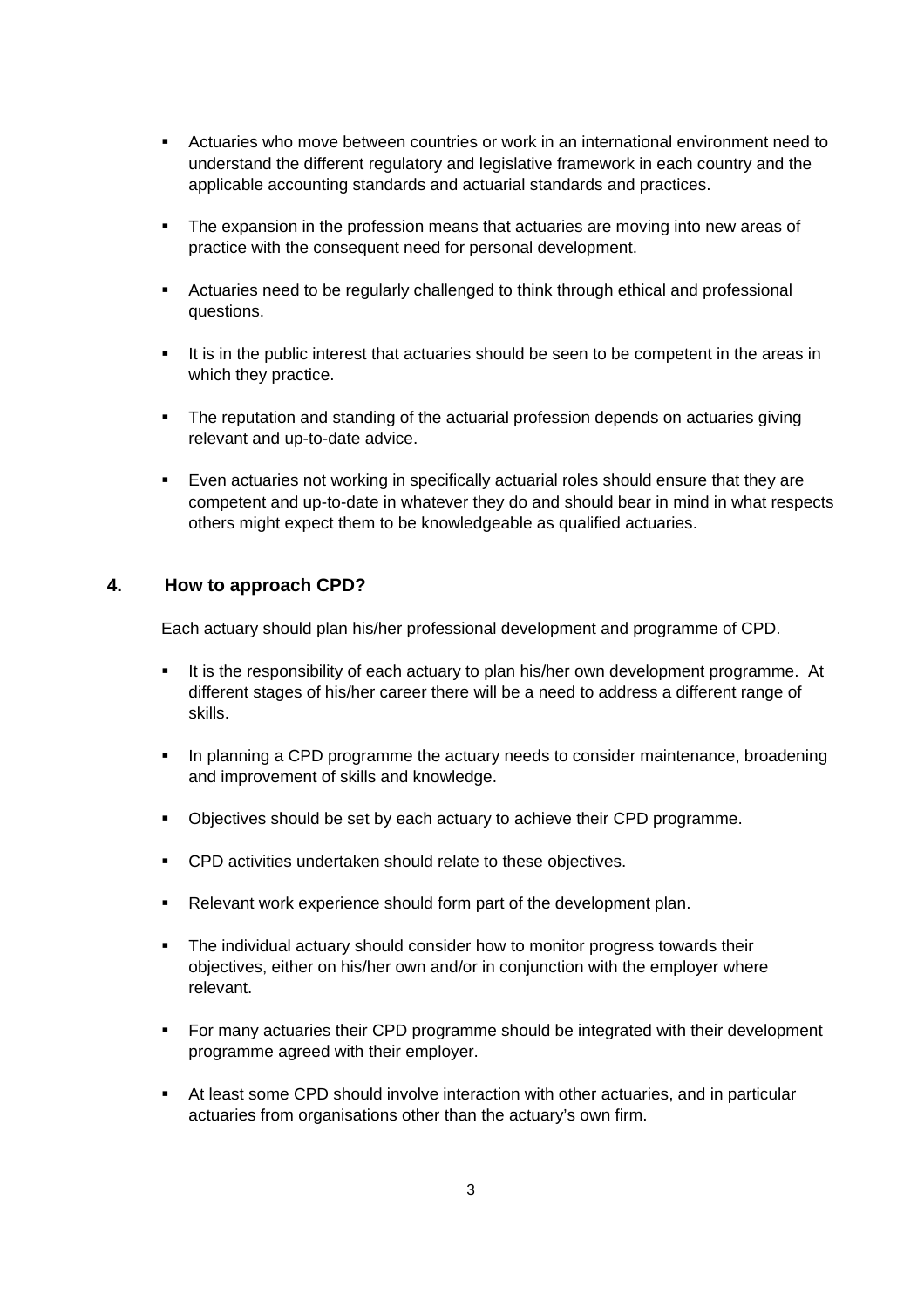- Actuaries who move between countries or work in an international environment need to understand the different regulatory and legislative framework in each country and the applicable accounting standards and actuarial standards and practices.

- The expansion in the profession means that actuaries are moving into new areas of practice with the consequent need for personal development.

- Actuaries need to be regularly challenged to think through ethical and professional questions.

- It is in the public interest that actuaries should be seen to be competent in the areas in which they practice.

- The reputation and standing of the actuarial profession depends on actuaries giving relevant and up-to-date advice.

- Even actuaries not working in specifically actuarial roles should ensure that they are competent and up-to-date in whatever they do and should bear in mind in what respects others might expect them to be knowledgeable as qualified actuaries.

## 4. How to approach CPD?

Each actuary should plan his/her professional development and programme of CPD.

- It is the responsibility of each actuary to plan his/her own development programme. At different stages of his/her career there will be a need to address a different range of skills.

- In planning a CPD programme the actuary needs to consider maintenance, broadening and improvement of skills and knowledge.

- Objectives should be set by each actuary to achieve their CPD programme.

- CPD activities undertaken should relate to these objectives.

- Relevant work experience should form part of the development plan.

- The individual actuary should consider how to monitor progress towards their objectives, either on his/her own and/or in conjunction with the employer where relevant.

- For many actuaries their CPD programme should be integrated with their development programme agreed with their employer.

- At least some CPD should involve interaction with other actuaries, and in particular actuaries from organisations other than the actuary's own firm.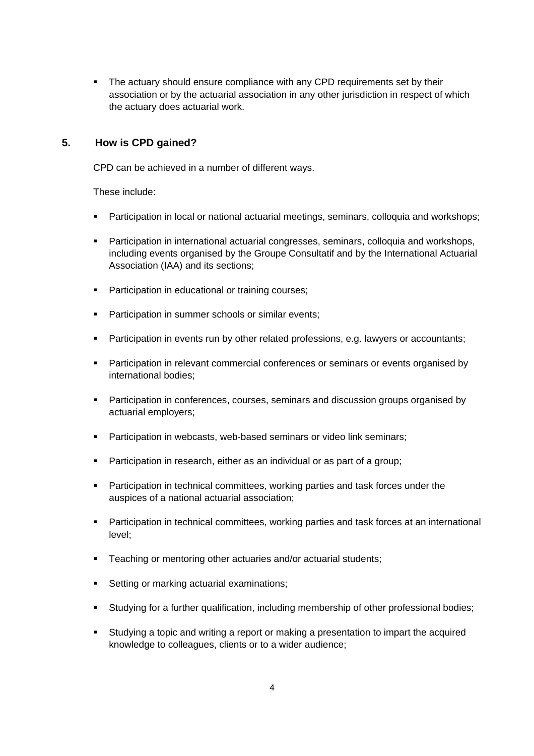- The actuary should ensure compliance with any CPD requirements set by their association or by the actuarial association in any other jurisdiction in respect of which the actuary does actuarial work.

## 5. How is CPD gained?

CPD can be achieved in a number of different ways.

These include:

- Participation in local or national actuarial meetings, seminars, colloquia and workshops;
- Participation in international actuarial congresses, seminars, colloquia and workshops, including events organised by the Groupe Consultatif and by the International Actuarial Association (IAA) and its sections;
- Participation in educational or training courses;
- Participation in summer schools or similar events;
- Participation in events run by other related professions, e.g. lawyers or accountants;
- Participation in relevant commercial conferences or seminars or events organised by international bodies;
- Participation in conferences, courses, seminars and discussion groups organised by actuarial employers;
- Participation in webcasts, web-based seminars or video link seminars;
- Participation in research, either as an individual or as part of a group;
- Participation in technical committees, working parties and task forces under the auspices of a national actuarial association;
- Participation in technical committees, working parties and task forces at an international level;
- Teaching or mentoring other actuaries and/or actuarial students;
- Setting or marking actuarial examinations;
- Studying for a further qualification, including membership of other professional bodies;
- Studying a topic and writing a report or making a presentation to impart the acquired knowledge to colleagues, clients or to a wider audience;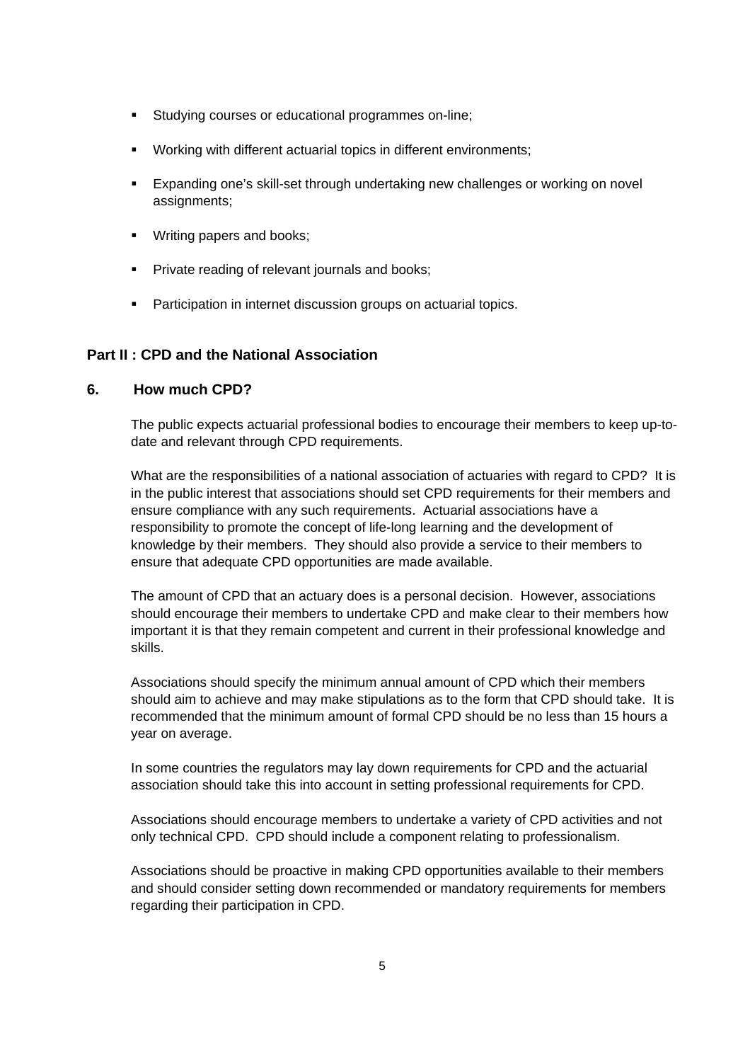- Studying courses or educational programmes on-line;
- Working with different actuarial topics in different environments;
- Expanding one's skill-set through undertaking new challenges or working on novel assignments;
- Writing papers and books;
- Private reading of relevant journals and books;
- Participation in internet discussion groups on actuarial topics.

## Part II : CPD and the National Association

### 6. How much CPD?

The public expects actuarial professional bodies to encourage their members to keep up-to-date and relevant through CPD requirements.

What are the responsibilities of a national association of actuaries with regard to CPD? It is in the public interest that associations should set CPD requirements for their members and ensure compliance with any such requirements. Actuarial associations have a responsibility to promote the concept of life-long learning and the development of knowledge by their members. They should also provide a service to their members to ensure that adequate CPD opportunities are made available.

The amount of CPD that an actuary does is a personal decision. However, associations should encourage their members to undertake CPD and make clear to their members how important it is that they remain competent and current in their professional knowledge and skills.

Associations should specify the minimum annual amount of CPD which their members should aim to achieve and may make stipulations as to the form that CPD should take. It is recommended that the minimum amount of formal CPD should be no less than 15 hours a year on average.

In some countries the regulators may lay down requirements for CPD and the actuarial association should take this into account in setting professional requirements for CPD.

Associations should encourage members to undertake a variety of CPD activities and not only technical CPD. CPD should include a component relating to professionalism.

Associations should be proactive in making CPD opportunities available to their members and should consider setting down recommended or mandatory requirements for members regarding their participation in CPD.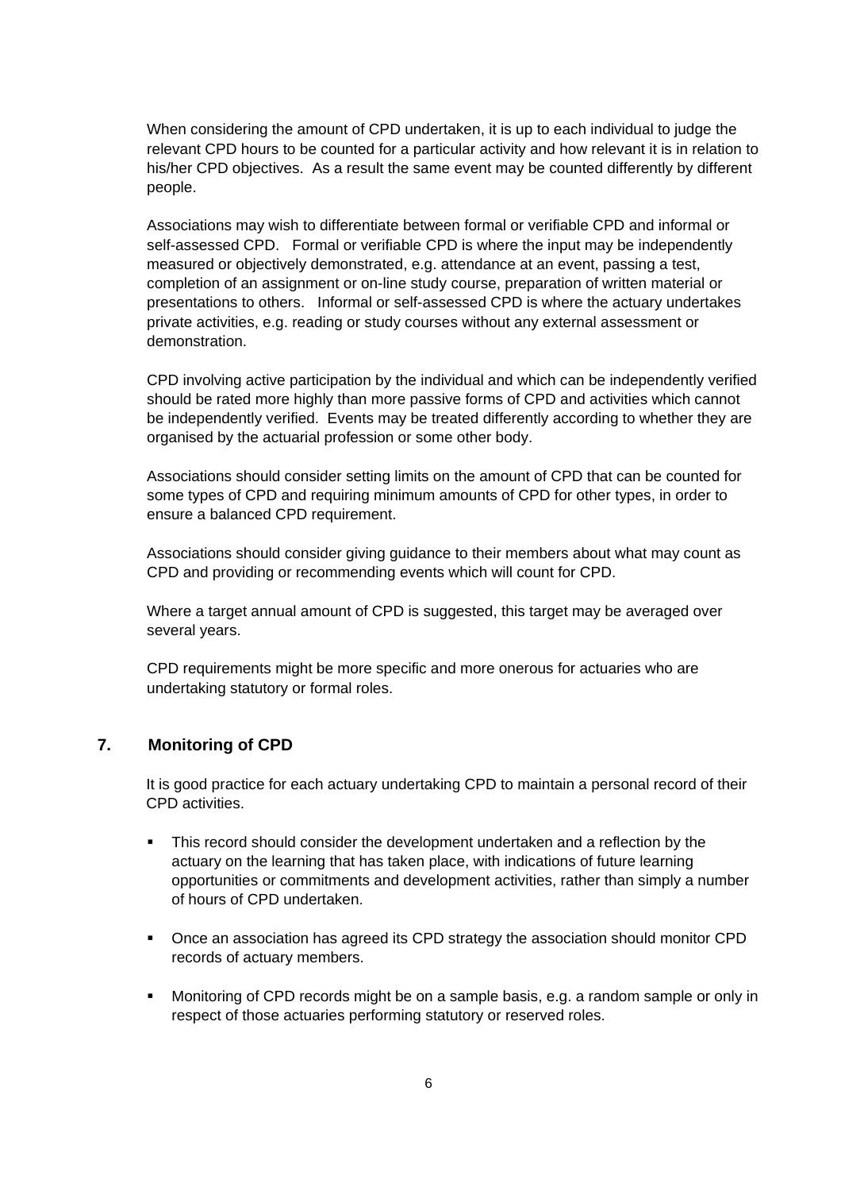When considering the amount of CPD undertaken, it is up to each individual to judge the relevant CPD hours to be counted for a particular activity and how relevant it is in relation to his/her CPD objectives. As a result the same event may be counted differently by different people.

Associations may wish to differentiate between formal or verifiable CPD and informal or self-assessed CPD. Formal or verifiable CPD is where the input may be independently measured or objectively demonstrated, e.g. attendance at an event, passing a test, completion of an assignment or on-line study course, preparation of written material or presentations to others. Informal or self-assessed CPD is where the actuary undertakes private activities, e.g. reading or study courses without any external assessment or demonstration.

CPD involving active participation by the individual and which can be independently verified should be rated more highly than more passive forms of CPD and activities which cannot be independently verified. Events may be treated differently according to whether they are organised by the actuarial profession or some other body.

Associations should consider setting limits on the amount of CPD that can be counted for some types of CPD and requiring minimum amounts of CPD for other types, in order to ensure a balanced CPD requirement.

Associations should consider giving guidance to their members about what may count as CPD and providing or recommending events which will count for CPD.

Where a target annual amount of CPD is suggested, this target may be averaged over several years.

CPD requirements might be more specific and more onerous for actuaries who are undertaking statutory or formal roles.

## 7. Monitoring of CPD

It is good practice for each actuary undertaking CPD to maintain a personal record of their CPD activities.

- This record should consider the development undertaken and a reflection by the actuary on the learning that has taken place, with indications of future learning opportunities or commitments and development activities, rather than simply a number of hours of CPD undertaken.

- Once an association has agreed its CPD strategy the association should monitor CPD records of actuary members.

- Monitoring of CPD records might be on a sample basis, e.g. a random sample or only in respect of those actuaries performing statutory or reserved roles.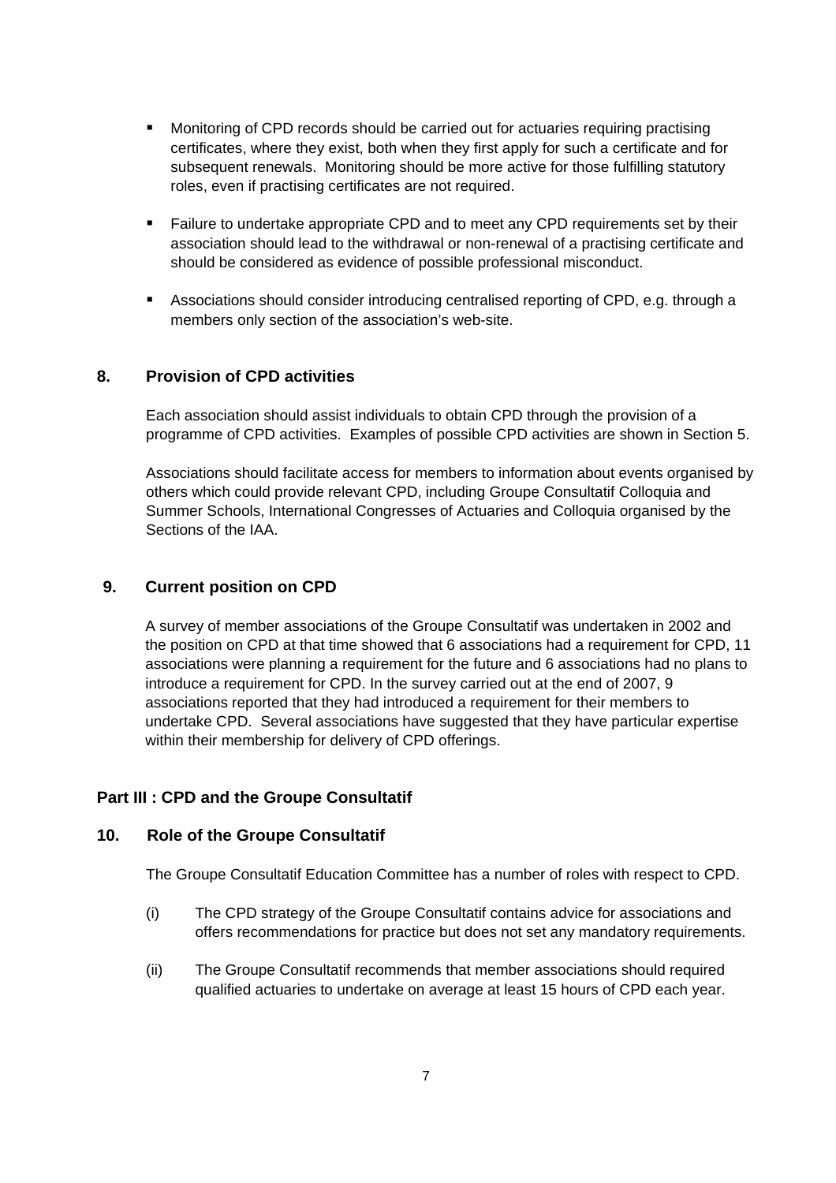- Monitoring of CPD records should be carried out for actuaries requiring practising certificates, where they exist, both when they first apply for such a certificate and for subsequent renewals. Monitoring should be more active for those fulfilling statutory roles, even if practising certificates are not required.

- Failure to undertake appropriate CPD and to meet any CPD requirements set by their association should lead to the withdrawal or non-renewal of a practising certificate and should be considered as evidence of possible professional misconduct.

- Associations should consider introducing centralised reporting of CPD, e.g. through a members only section of the association's web-site.

## 8. Provision of CPD activities

Each association should assist individuals to obtain CPD through the provision of a programme of CPD activities. Examples of possible CPD activities are shown in Section 5.

Associations should facilitate access for members to information about events organised by others which could provide relevant CPD, including Groupe Consultatif Colloquia and Summer Schools, International Congresses of Actuaries and Colloquia organised by the Sections of the IAA.

## 9. Current position on CPD

A survey of member associations of the Groupe Consultatif was undertaken in 2002 and the position on CPD at that time showed that 6 associations had a requirement for CPD, 11 associations were planning a requirement for the future and 6 associations had no plans to introduce a requirement for CPD. In the survey carried out at the end of 2007, 9 associations reported that they had introduced a requirement for their members to undertake CPD. Several associations have suggested that they have particular expertise within their membership for delivery of CPD offerings.

# Part III : CPD and the Groupe Consultatif

## 10. Role of the Groupe Consultatif

The Groupe Consultatif Education Committee has a number of roles with respect to CPD.

(i) The CPD strategy of the Groupe Consultatif contains advice for associations and offers recommendations for practice but does not set any mandatory requirements.

(ii) The Groupe Consultatif recommends that member associations should required qualified actuaries to undertake on average at least 15 hours of CPD each year.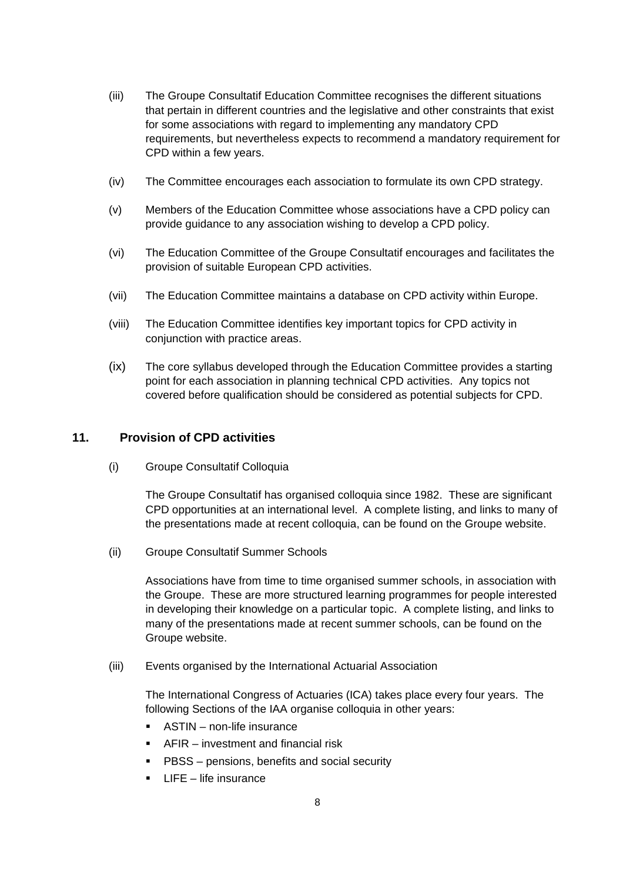(iii) The Groupe Consultatif Education Committee recognises the different situations that pertain in different countries and the legislative and other constraints that exist for some associations with regard to implementing any mandatory CPD requirements, but nevertheless expects to recommend a mandatory requirement for CPD within a few years.

(iv) The Committee encourages each association to formulate its own CPD strategy.

(v) Members of the Education Committee whose associations have a CPD policy can provide guidance to any association wishing to develop a CPD policy.

(vi) The Education Committee of the Groupe Consultatif encourages and facilitates the provision of suitable European CPD activities.

(vii) The Education Committee maintains a database on CPD activity within Europe.

(viii) The Education Committee identifies key important topics for CPD activity in conjunction with practice areas.

(ix) The core syllabus developed through the Education Committee provides a starting point for each association in planning technical CPD activities. Any topics not covered before qualification should be considered as potential subjects for CPD.

## 11. Provision of CPD activities

(i) Groupe Consultatif Colloquia

The Groupe Consultatif has organised colloquia since 1982. These are significant CPD opportunities at an international level. A complete listing, and links to many of the presentations made at recent colloquia, can be found on the Groupe website.

(ii) Groupe Consultatif Summer Schools

Associations have from time to time organised summer schools, in association with the Groupe. These are more structured learning programmes for people interested in developing their knowledge on a particular topic. A complete listing, and links to many of the presentations made at recent summer schools, can be found on the Groupe website.

(iii) Events organised by the International Actuarial Association

The International Congress of Actuaries (ICA) takes place every four years. The following Sections of the IAA organise colloquia in other years:

- ASTIN – non-life insurance
- AFIR – investment and financial risk
- PBSS – pensions, benefits and social security
- LIFE – life insurance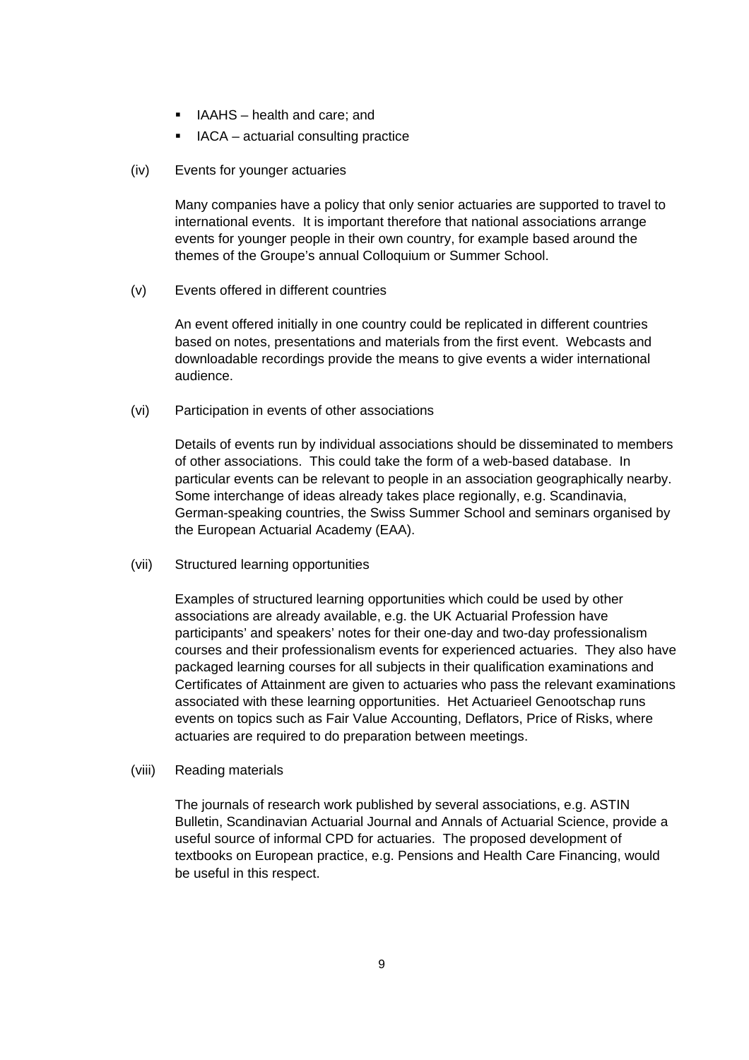- IAAHS – health and care; and
- IACA – actuarial consulting practice

(iv) Events for younger actuaries

Many companies have a policy that only senior actuaries are supported to travel to international events. It is important therefore that national associations arrange events for younger people in their own country, for example based around the themes of the Groupe's annual Colloquium or Summer School.

(v) Events offered in different countries

An event offered initially in one country could be replicated in different countries based on notes, presentations and materials from the first event. Webcasts and downloadable recordings provide the means to give events a wider international audience.

(vi) Participation in events of other associations

Details of events run by individual associations should be disseminated to members of other associations. This could take the form of a web-based database. In particular events can be relevant to people in an association geographically nearby. Some interchange of ideas already takes place regionally, e.g. Scandinavia, German-speaking countries, the Swiss Summer School and seminars organised by the European Actuarial Academy (EAA).

(vii) Structured learning opportunities

Examples of structured learning opportunities which could be used by other associations are already available, e.g. the UK Actuarial Profession have participants' and speakers' notes for their one-day and two-day professionalism courses and their professionalism events for experienced actuaries. They also have packaged learning courses for all subjects in their qualification examinations and Certificates of Attainment are given to actuaries who pass the relevant examinations associated with these learning opportunities. Het Actuarieel Genootschap runs events on topics such as Fair Value Accounting, Deflators, Price of Risks, where actuaries are required to do preparation between meetings.

(viii) Reading materials

The journals of research work published by several associations, e.g. ASTIN Bulletin, Scandinavian Actuarial Journal and Annals of Actuarial Science, provide a useful source of informal CPD for actuaries. The proposed development of textbooks on European practice, e.g. Pensions and Health Care Financing, would be useful in this respect.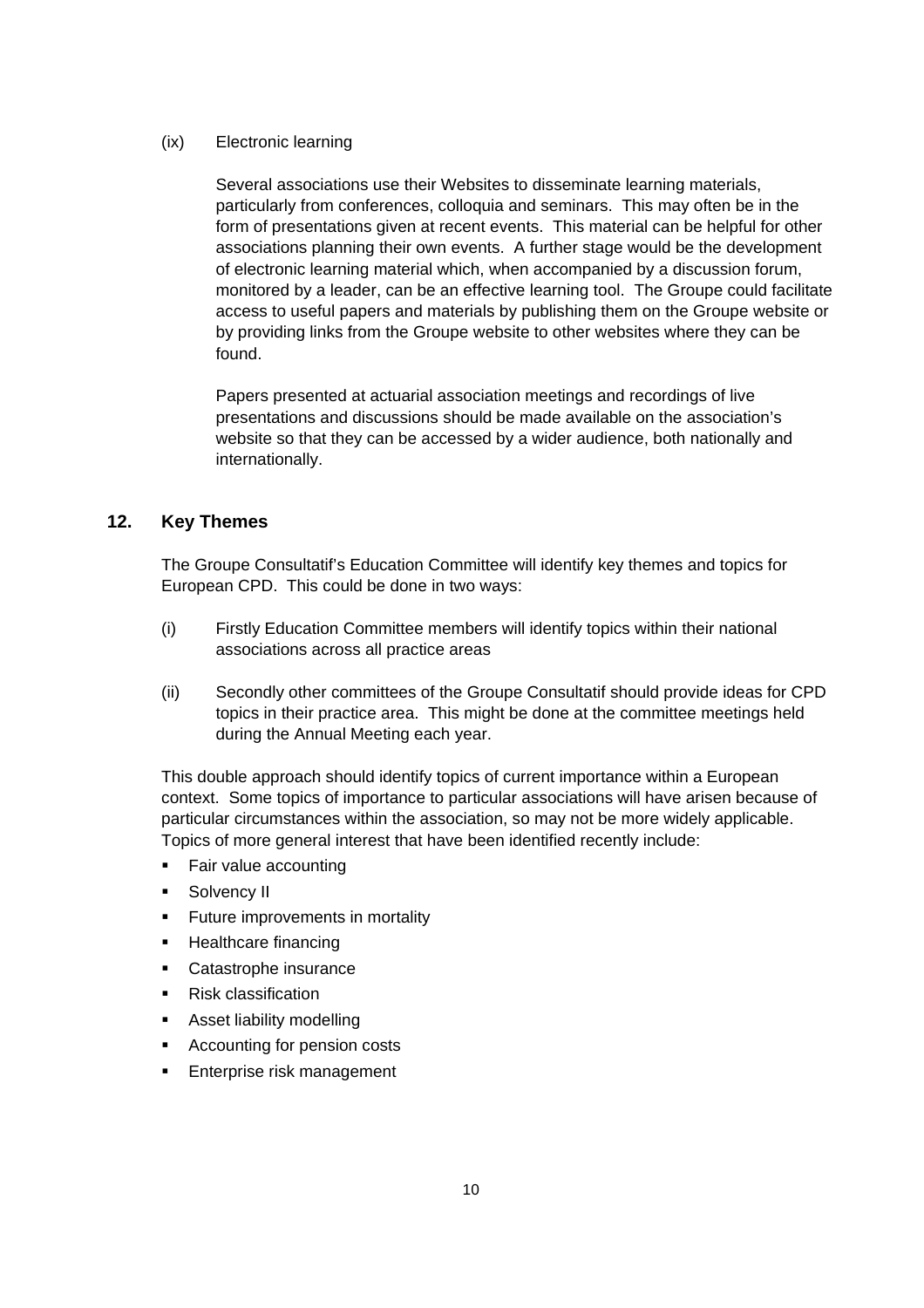(ix) Electronic learning

Several associations use their Websites to disseminate learning materials, particularly from conferences, colloquia and seminars. This may often be in the form of presentations given at recent events. This material can be helpful for other associations planning their own events. A further stage would be the development of electronic learning material which, when accompanied by a discussion forum, monitored by a leader, can be an effective learning tool. The Groupe could facilitate access to useful papers and materials by publishing them on the Groupe website or by providing links from the Groupe website to other websites where they can be found.

Papers presented at actuarial association meetings and recordings of live presentations and discussions should be made available on the association's website so that they can be accessed by a wider audience, both nationally and internationally.

## 12. Key Themes

The Groupe Consultatif's Education Committee will identify key themes and topics for European CPD. This could be done in two ways:

(i) Firstly Education Committee members will identify topics within their national associations across all practice areas

(ii) Secondly other committees of the Groupe Consultatif should provide ideas for CPD topics in their practice area. This might be done at the committee meetings held during the Annual Meeting each year.

This double approach should identify topics of current importance within a European context. Some topics of importance to particular associations will have arisen because of particular circumstances within the association, so may not be more widely applicable. Topics of more general interest that have been identified recently include:

- Fair value accounting
- Solvency II
- Future improvements in mortality
- Healthcare financing
- Catastrophe insurance
- Risk classification
- Asset liability modelling
- Accounting for pension costs
- Enterprise risk management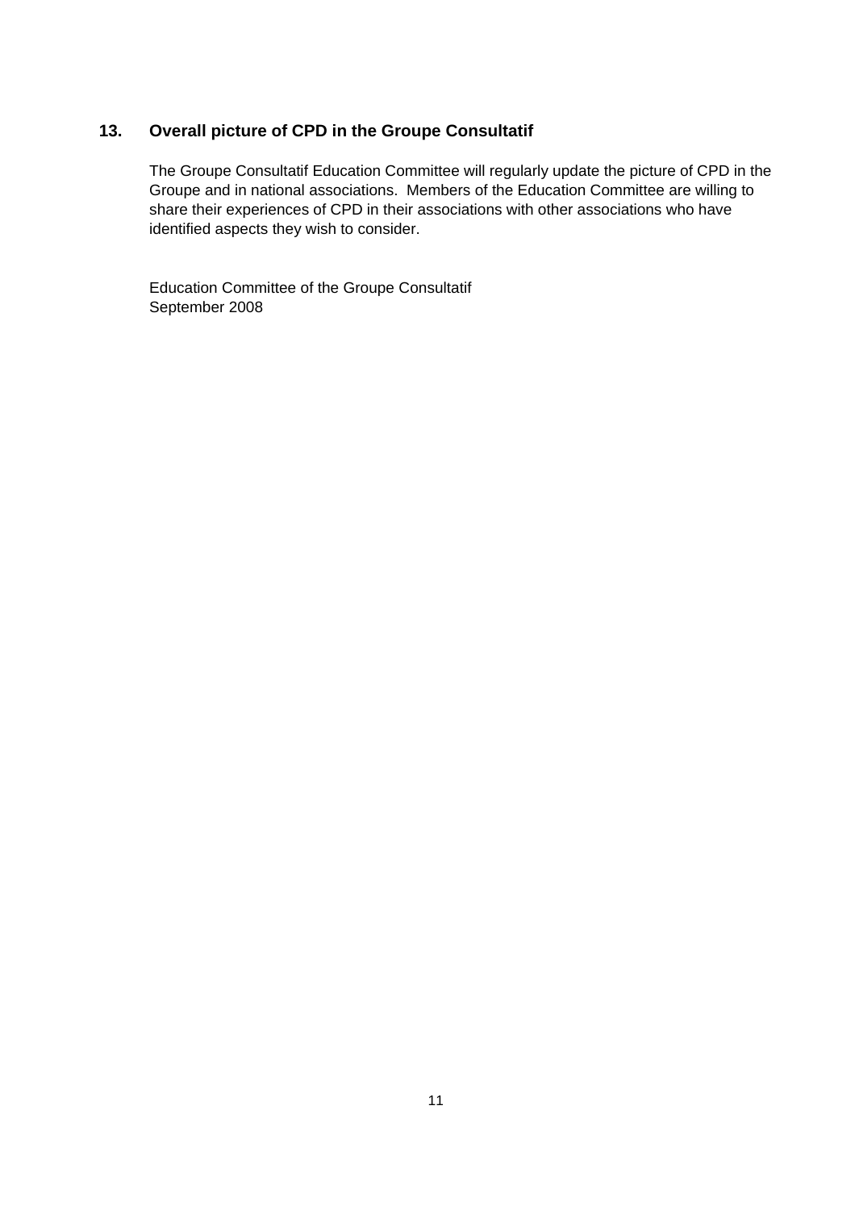## 13. Overall picture of CPD in the Groupe Consultatif

The Groupe Consultatif Education Committee will regularly update the picture of CPD in the Groupe and in national associations. Members of the Education Committee are willing to share their experiences of CPD in their associations with other associations who have identified aspects they wish to consider.

Education Committee of the Groupe Consultatif
September 2008